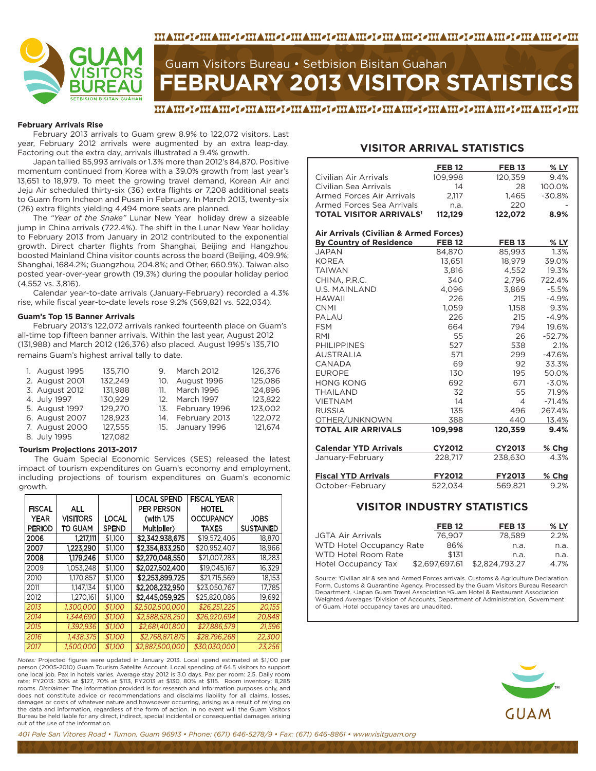# Guam Visitors Bureau • Setbision Bisitan Guahan

# FEBRUARY 2013 VISITOR STATISTICS

### February Arrivals Rise

February 2013 arrivals to Guam grew 8.9% to 122,072 visitors. Last year, February 2012 arrivals were augmented by an extra leap-day. Factoring out the extra day, arrivals illustrated a 9.4% growth.

Japan tallied 85,993 arrivals or 1.3% more than 2012's 84,870. Positive momentum continued from Korea with a 39.0% growth from last year's 13,651 to 18,979. To meet the growing travel demand, Korean Air and Jeju Air scheduled thirty-six (36) extra flights or 7,208 additional seats to Guam from Incheon and Pusan in February. In March 2013, twenty-six (26) extra flights yielding 4,494 more seats are planned.

The *"Year of the Snake"* Lunar New Year holiday drew a sizeable jump in China arrivals (722.4%). The shift in the Lunar New Year holiday to February 2013 from January in 2012 contributed to the exponential growth. Direct charter flights from Shanghai, Beijing and Hangzhou boosted Mainland China visitor counts across the board (Beijing, 409.9%; Shanghai, 1684.2%; Guangzhou, 204.8%; and Other, 660.9%). Taiwan also posted year-over-year growth (19.3%) during the popular holiday period (4,552 vs. 3,816).

Calendar year-to-date arrivals (January-February) recorded a 4.3% rise, while fiscal year-to-date levels rose 9.2% (569,821 vs. 522,034).

### Guam's Top 15 Banner Arrivals

February 2013's 122,072 arrivals ranked fourteenth place on Guam's all-time top fifteen banner arrivals. Within the last year, August 2012 (131,988) and March 2012 (126,376) also placed. August 1995's 135,710 remains Guam's highest arrival tally to date.

| | Month | Arrivals |
|---|---|---|
| 1. | August 1995 | 135,710 |
| 2. | August 2001 | 132,249 |
| 3. | August 2012 | 131,988 |
| 4. | July 1997 | 130,929 |
| 5. | August 1997 | 129,270 |
| 6. | August 2007 | 128,923 |
| 7. | August 2000 | 127,555 |
| 8. | July 1995 | 127,082 |
| 9. | March 2012 | 126,376 |
| 10. | August 1996 | 125,086 |
| 11. | March 1996 | 124,896 |
| 12. | March 1997 | 123,822 |
| 13. | February 1996 | 123,002 |
| 14. | February 2013 | 122,072 |
| 15. | January 1996 | 121,674 |

### Tourism Projections 2013-2017

The Guam Special Economic Services (SES) released the latest impact of tourism expenditures on Guam's economy and employment, including projections of tourism expenditures on Guam's economic growth.

| FISCAL YEAR PERIOD | ALL VISITORS TO GUAM | LOCAL SPEND | LOCAL SPEND PER PERSON (with 1.75 Multiplier) | FISCAL YEAR HOTEL OCCUPANCY TAXES | JOBS SUSTAINED |
|---|---|---|---|---|---|
| 2006 | 1,217,111 | $1,100 | $2,342,938,675 | $19,572,406 | 18,870 |
| 2007 | 1,223,290 | $1,100 | $2,354,833,250 | $20,952,407 | 18,966 |
| 2008 | 1,179,246 | $1,100 | $2,270,048,550 | $21,007,283 | 18,283 |
| 2009 | 1,053,248 | $1,100 | $2,027,502,400 | $19,045,167 | 16,329 |
| 2010 | 1,170,857 | $1,100 | $2,253,899,725 | $21,715,569 | 18,153 |
| 2011 | 1,147,134 | $1,100 | $2,208,232,950 | $23,050,767 | 17,785 |
| 2012 | 1,270,161 | $1,100 | $2,445,059,925 | $25,820,086 | 19,692 |
| *2013* | *1,300,000* | *$1,100* | *$2,502,500,000* | *$26,251,225* | *20,155* |
| *2014* | *1,344,690* | *$1,100* | *$2,588,528,250* | *$26,920,694* | *20,848* |
| *2015* | *1,392,936* | *$1,100* | *$2,681,401,800* | *$27,886,579* | *21,596* |
| *2016* | *1,438,375* | *$1,100* | *$2,768,871,875* | *$28,796,268* | *22,300* |
| *2017* | *1,500,000* | *$1,100* | *$2,887,500,000* | *$30,030,000* | *23,256* |

*Notes:* Projected figures were updated in January 2013. Local spend estimated at $1,100 per person (2005-2010) Guam Tourism Satelite Account. Local spending of 64.5 visitors to support one local job. Pax in hotels varies. Average stay 2012 is 3.0 days. Pax per room: 2.5. Daily room rate: FY2013: 30% at $127, 70% at $113, FY2013 at $130, 80% at $115. Room inventory: 8,285 rooms. *Disclaimer*: The information provided is for research and information purposes only, and does not constitute advice or recommendations and disclaims liability for all claims, losses, damages or costs of whatever nature and howsoever occurring, arising as a result of relying on the data and information, regardless of the form of action. In no event will the Guam Visitors Bureau be held liable for any direct, indirect, special incidental or consequential damages arising out of the use of the information.

## VISITOR ARRIVAL STATISTICS

| | FEB 12 | FEB 13 | % LY |
|---|---|---|---|
| Civilian Air Arrivals | 109,998 | 120,359 | 9.4% |
| Civilian Sea Arrivals | 14 | 28 | 100.0% |
| Armed Forces Air Arrivals | 2,117 | 1,465 | -30.8% |
| Armed Forces Sea Arrivals | n.a. | 220 | - |
| **TOTAL VISITOR ARRIVALS[1]** | **112,129** | **122,072** | **8.9%** |

| Air Arrivals (Civilian & Armed Forces) By Country of Residence | FEB 12 | FEB 13 | % LY |
|---|---|---|---|
| JAPAN | 84,870 | 85,993 | 1.3% |
| KOREA | 13,651 | 18,979 | 39.0% |
| TAIWAN | 3,816 | 4,552 | 19.3% |
| CHINA, P.R.C. | 340 | 2,796 | 722.4% |
| U.S. MAINLAND | 4,096 | 3,869 | -5.5% |
| HAWAII | 226 | 215 | -4.9% |
| CNMI | 1,059 | 1,158 | 9.3% |
| PALAU | 226 | 215 | -4.9% |
| FSM | 664 | 794 | 19.6% |
| RMI | 55 | 26 | -52.7% |
| PHILIPPINES | 527 | 538 | 2.1% |
| AUSTRALIA | 571 | 299 | -47.6% |
| CANADA | 69 | 92 | 33.3% |
| EUROPE | 130 | 195 | 50.0% |
| HONG KONG | 692 | 671 | -3.0% |
| THAILAND | 32 | 55 | 71.9% |
| VIETNAM | 14 | 4 | -71.4% |
| RUSSIA | 135 | 496 | 267.4% |
| OTHER/UNKNOWN | 388 | 440 | 13.4% |
| **TOTAL AIR ARRIVALS** | **109,998** | **120,359** | **9.4%** |

| Calendar YTD Arrivals | CY2012 | CY2013 | % Chg |
|---|---|---|---|
| January-February | 228,717 | 238,630 | 4.3% |

| Fiscal YTD Arrivals | FY2012 | FY2013 | % Chg |
|---|---|---|---|
| October-February | 522,034 | 569,821 | 9.2% |

## VISITOR INDUSTRY STATISTICS

| | FEB 12 | FEB 13 | % LY |
|---|---|---|---|
| JGTA Air Arrivals | 76,907 | 78,589 | 2.2% |
| WTD Hotel Occupancy Rate | 86% | n.a. | n.a. |
| WTD Hotel Room Rate | $131 | n.a. | n.a. |
| Hotel Occupancy Tax | $2,697,697.61 | $2,824,793.27 | 4.7% |

Source: [1]Civilian air & sea and Armed Forces arrivals. Customs & Agriculture Declaration Form, Customs & Quarantine Agency. Processed by the Guam Visitors Bureau Research Department. [a]Japan Guam Travel Association [b]Guam Hotel & Restaurant Association Weighted Averages [c]Division of Accounts, Department of Administration, Government of Guam. Hotel occupancy taxes are unaudited.

*401 Pale San Vitores Road • Tumon, Guam 96913 • Phone: (671) 646-5278/9 • Fax: (671) 646-8861 • www.visitguam.org*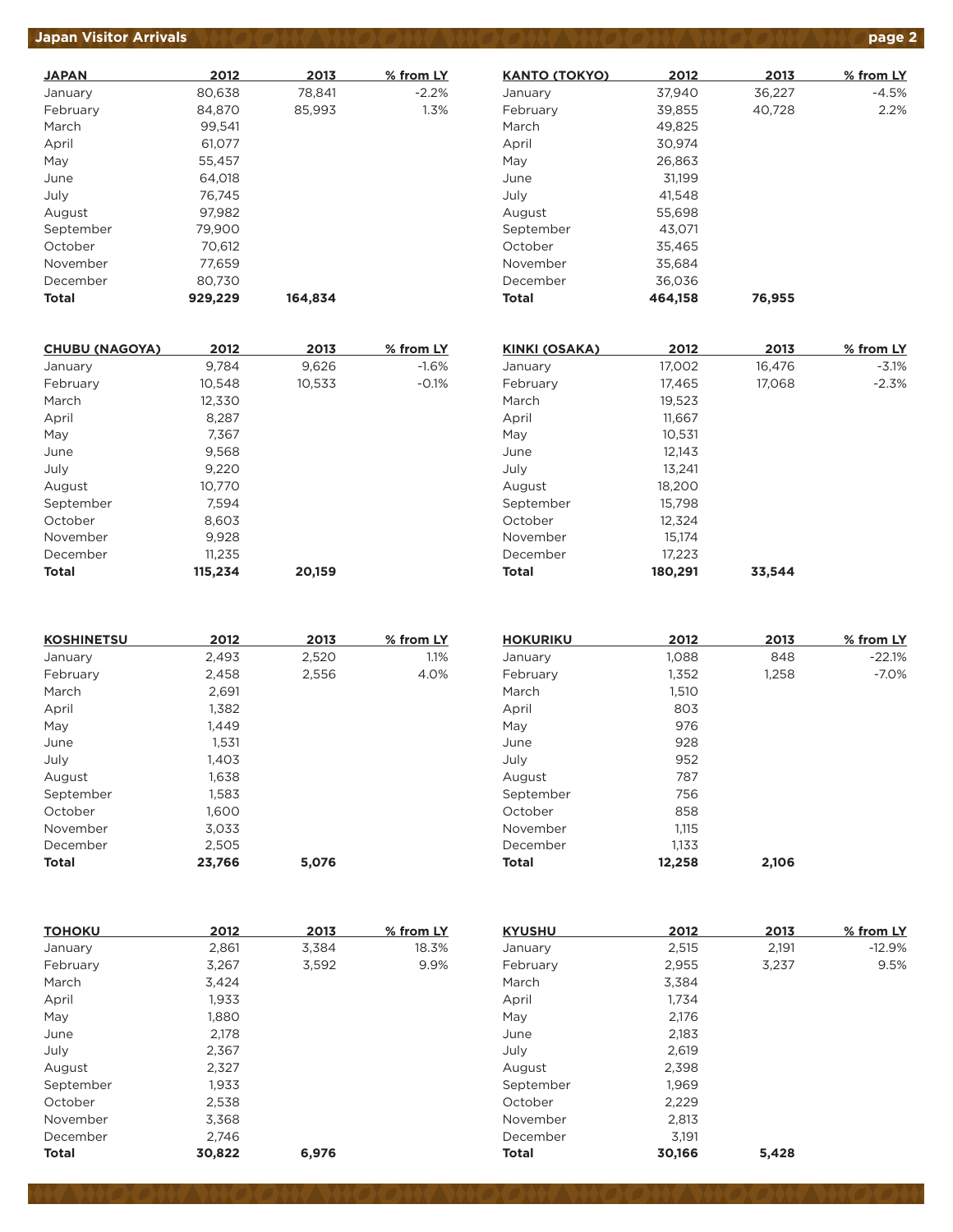## Japan Visitor Arrivals

| JAPAN | 2012 | 2013 | % from LY |
|---|---|---|---|
| January | 80,638 | 78,841 | -2.2% |
| February | 84,870 | 85,993 | 1.3% |
| March | 99,541 | | |
| April | 61,077 | | |
| May | 55,457 | | |
| June | 64,018 | | |
| July | 76,745 | | |
| August | 97,982 | | |
| September | 79,900 | | |
| October | 70,612 | | |
| November | 77,659 | | |
| December | 80,730 | | |
| **Total** | **929,229** | **164,834** | |

| KANTO (TOKYO) | 2012 | 2013 | % from LY |
|---|---|---|---|
| January | 37,940 | 36,227 | -4.5% |
| February | 39,855 | 40,728 | 2.2% |
| March | 49,825 | | |
| April | 30,974 | | |
| May | 26,863 | | |
| June | 31,199 | | |
| July | 41,548 | | |
| August | 55,698 | | |
| September | 43,071 | | |
| October | 35,465 | | |
| November | 35,684 | | |
| December | 36,036 | | |
| **Total** | **464,158** | **76,955** | |

| CHUBU (NAGOYA) | 2012 | 2013 | % from LY |
|---|---|---|---|
| January | 9,784 | 9,626 | -1.6% |
| February | 10,548 | 10,533 | -0.1% |
| March | 12,330 | | |
| April | 8,287 | | |
| May | 7,367 | | |
| June | 9,568 | | |
| July | 9,220 | | |
| August | 10,770 | | |
| September | 7,594 | | |
| October | 8,603 | | |
| November | 9,928 | | |
| December | 11,235 | | |
| **Total** | **115,234** | **20,159** | |

| KINKI (OSAKA) | 2012 | 2013 | % from LY |
|---|---|---|---|
| January | 17,002 | 16,476 | -3.1% |
| February | 17,465 | 17,068 | -2.3% |
| March | 19,523 | | |
| April | 11,667 | | |
| May | 10,531 | | |
| June | 12,143 | | |
| July | 13,241 | | |
| August | 18,200 | | |
| September | 15,798 | | |
| October | 12,324 | | |
| November | 15,174 | | |
| December | 17,223 | | |
| **Total** | **180,291** | **33,544** | |

| KOSHINETSU | 2012 | 2013 | % from LY |
|---|---|---|---|
| January | 2,493 | 2,520 | 1.1% |
| February | 2,458 | 2,556 | 4.0% |
| March | 2,691 | | |
| April | 1,382 | | |
| May | 1,449 | | |
| June | 1,531 | | |
| July | 1,403 | | |
| August | 1,638 | | |
| September | 1,583 | | |
| October | 1,600 | | |
| November | 3,033 | | |
| December | 2,505 | | |
| **Total** | **23,766** | **5,076** | |

| HOKURIKU | 2012 | 2013 | % from LY |
|---|---|---|---|
| January | 1,088 | 848 | -22.1% |
| February | 1,352 | 1,258 | -7.0% |
| March | 1,510 | | |
| April | 803 | | |
| May | 976 | | |
| June | 928 | | |
| July | 952 | | |
| August | 787 | | |
| September | 756 | | |
| October | 858 | | |
| November | 1,115 | | |
| December | 1,133 | | |
| **Total** | **12,258** | **2,106** | |

| TOHOKU | 2012 | 2013 | % from LY |
|---|---|---|---|
| January | 2,861 | 3,384 | 18.3% |
| February | 3,267 | 3,592 | 9.9% |
| March | 3,424 | | |
| April | 1,933 | | |
| May | 1,880 | | |
| June | 2,178 | | |
| July | 2,367 | | |
| August | 2,327 | | |
| September | 1,933 | | |
| October | 2,538 | | |
| November | 3,368 | | |
| December | 2,746 | | |
| **Total** | **30,822** | **6,976** | |

| KYUSHU | 2012 | 2013 | % from LY |
|---|---|---|---|
| January | 2,515 | 2,191 | -12.9% |
| February | 2,955 | 3,237 | 9.5% |
| March | 3,384 | | |
| April | 1,734 | | |
| May | 2,176 | | |
| June | 2,183 | | |
| July | 2,619 | | |
| August | 2,398 | | |
| September | 1,969 | | |
| October | 2,229 | | |
| November | 2,813 | | |
| December | 3,191 | | |
| **Total** | **30,166** | **5,428** | |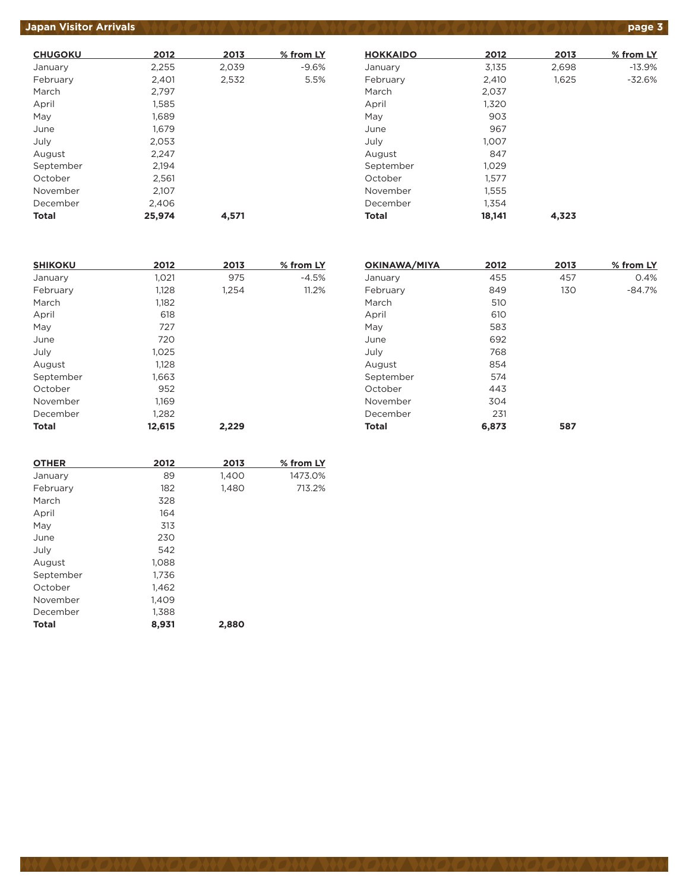| CHUGOKU | 2012 | 2013 | % from LY |
|---|---|---|---|
| January | 2,255 | 2,039 | -9.6% |
| February | 2,401 | 2,532 | 5.5% |
| March | 2,797 | | |
| April | 1,585 | | |
| May | 1,689 | | |
| June | 1,679 | | |
| July | 2,053 | | |
| August | 2,247 | | |
| September | 2,194 | | |
| October | 2,561 | | |
| November | 2,107 | | |
| December | 2,406 | | |
| **Total** | **25,974** | **4,571** | |

| HOKKAIDO | 2012 | 2013 | % from LY |
|---|---|---|---|
| January | 3,135 | 2,698 | -13.9% |
| February | 2,410 | 1,625 | -32.6% |
| March | 2,037 | | |
| April | 1,320 | | |
| May | 903 | | |
| June | 967 | | |
| July | 1,007 | | |
| August | 847 | | |
| September | 1,029 | | |
| October | 1,577 | | |
| November | 1,555 | | |
| December | 1,354 | | |
| **Total** | **18,141** | **4,323** | |

| SHIKOKU | 2012 | 2013 | % from LY |
|---|---|---|---|
| January | 1,021 | 975 | -4.5% |
| February | 1,128 | 1,254 | 11.2% |
| March | 1,182 | | |
| April | 618 | | |
| May | 727 | | |
| June | 720 | | |
| July | 1,025 | | |
| August | 1,128 | | |
| September | 1,663 | | |
| October | 952 | | |
| November | 1,169 | | |
| December | 1,282 | | |
| **Total** | **12,615** | **2,229** | |

| OKINAWA/MIYA | 2012 | 2013 | % from LY |
|---|---|---|---|
| January | 455 | 457 | 0.4% |
| February | 849 | 130 | -84.7% |
| March | 510 | | |
| April | 610 | | |
| May | 583 | | |
| June | 692 | | |
| July | 768 | | |
| August | 854 | | |
| September | 574 | | |
| October | 443 | | |
| November | 304 | | |
| December | 231 | | |
| **Total** | **6,873** | **587** | |

| OTHER | 2012 | 2013 | % from LY |
|---|---|---|---|
| January | 89 | 1,400 | 1473.0% |
| February | 182 | 1,480 | 713.2% |
| March | 328 | | |
| April | 164 | | |
| May | 313 | | |
| June | 230 | | |
| July | 542 | | |
| August | 1,088 | | |
| September | 1,736 | | |
| October | 1,462 | | |
| November | 1,409 | | |
| December | 1,388 | | |
| **Total** | **8,931** | **2,880** | |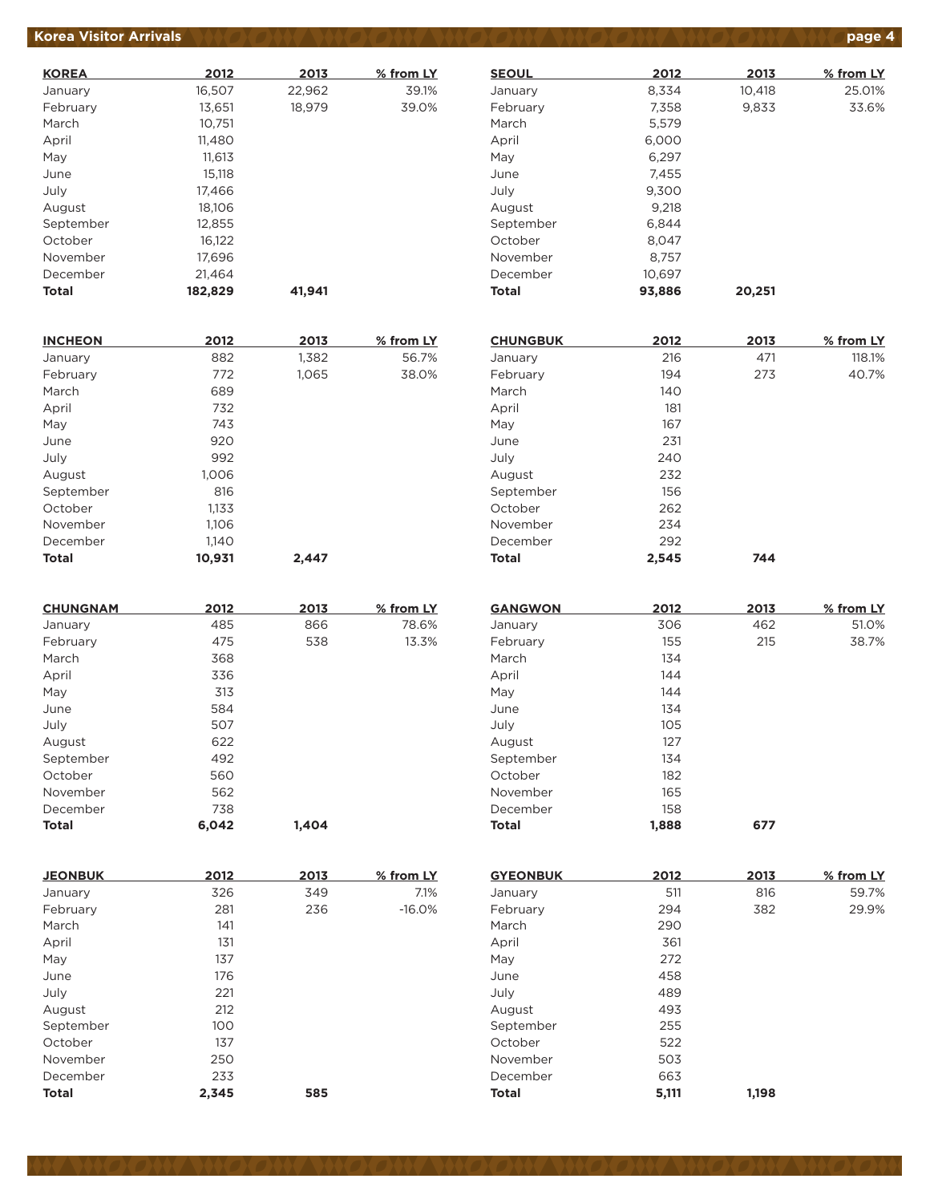## Korea Visitor Arrivals

| KOREA | 2012 | 2013 | % from LY |
|---|---|---|---|
| January | 16,507 | 22,962 | 39.1% |
| February | 13,651 | 18,979 | 39.0% |
| March | 10,751 | | |
| April | 11,480 | | |
| May | 11,613 | | |
| June | 15,118 | | |
| July | 17,466 | | |
| August | 18,106 | | |
| September | 12,855 | | |
| October | 16,122 | | |
| November | 17,696 | | |
| December | 21,464 | | |
| **Total** | **182,829** | **41,941** | |

| SEOUL | 2012 | 2013 | % from LY |
|---|---|---|---|
| January | 8,334 | 10,418 | 25.01% |
| February | 7,358 | 9,833 | 33.6% |
| March | 5,579 | | |
| April | 6,000 | | |
| May | 6,297 | | |
| June | 7,455 | | |
| July | 9,300 | | |
| August | 9,218 | | |
| September | 6,844 | | |
| October | 8,047 | | |
| November | 8,757 | | |
| December | 10,697 | | |
| **Total** | **93,886** | **20,251** | |

| INCHEON | 2012 | 2013 | % from LY |
|---|---|---|---|
| January | 882 | 1,382 | 56.7% |
| February | 772 | 1,065 | 38.0% |
| March | 689 | | |
| April | 732 | | |
| May | 743 | | |
| June | 920 | | |
| July | 992 | | |
| August | 1,006 | | |
| September | 816 | | |
| October | 1,133 | | |
| November | 1,106 | | |
| December | 1,140 | | |
| **Total** | **10,931** | **2,447** | |

| CHUNGBUK | 2012 | 2013 | % from LY |
|---|---|---|---|
| January | 216 | 471 | 118.1% |
| February | 194 | 273 | 40.7% |
| March | 140 | | |
| April | 181 | | |
| May | 167 | | |
| June | 231 | | |
| July | 240 | | |
| August | 232 | | |
| September | 156 | | |
| October | 262 | | |
| November | 234 | | |
| December | 292 | | |
| **Total** | **2,545** | **744** | |

| CHUNGNAM | 2012 | 2013 | % from LY |
|---|---|---|---|
| January | 485 | 866 | 78.6% |
| February | 475 | 538 | 13.3% |
| March | 368 | | |
| April | 336 | | |
| May | 313 | | |
| June | 584 | | |
| July | 507 | | |
| August | 622 | | |
| September | 492 | | |
| October | 560 | | |
| November | 562 | | |
| December | 738 | | |
| **Total** | **6,042** | **1,404** | |

| GANGWON | 2012 | 2013 | % from LY |
|---|---|---|---|
| January | 306 | 462 | 51.0% |
| February | 155 | 215 | 38.7% |
| March | 134 | | |
| April | 144 | | |
| May | 144 | | |
| June | 134 | | |
| July | 105 | | |
| August | 127 | | |
| September | 134 | | |
| October | 182 | | |
| November | 165 | | |
| December | 158 | | |
| **Total** | **1,888** | **677** | |

| JEONBUK | 2012 | 2013 | % from LY |
|---|---|---|---|
| January | 326 | 349 | 7.1% |
| February | 281 | 236 | -16.0% |
| March | 141 | | |
| April | 131 | | |
| May | 137 | | |
| June | 176 | | |
| July | 221 | | |
| August | 212 | | |
| September | 100 | | |
| October | 137 | | |
| November | 250 | | |
| December | 233 | | |
| **Total** | **2,345** | **585** | |

| GYEONBUK | 2012 | 2013 | % from LY |
|---|---|---|---|
| January | 511 | 816 | 59.7% |
| February | 294 | 382 | 29.9% |
| March | 290 | | |
| April | 361 | | |
| May | 272 | | |
| June | 458 | | |
| July | 489 | | |
| August | 493 | | |
| September | 255 | | |
| October | 522 | | |
| November | 503 | | |
| December | 663 | | |
| **Total** | **5,111** | **1,198** | |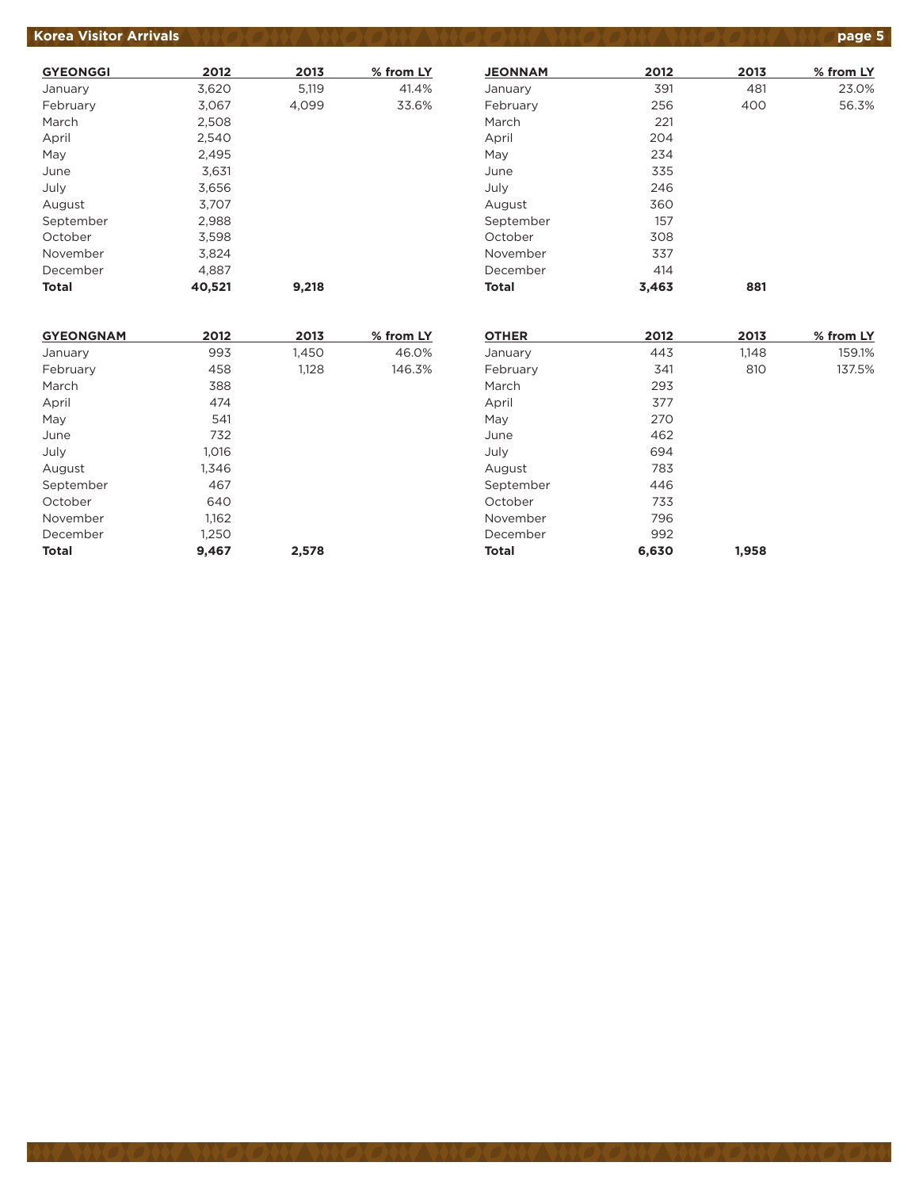| GYEONGGI | 2012 | 2013 | % from LY |
|---|---|---|---|
| January | 3,620 | 5,119 | 41.4% |
| February | 3,067 | 4,099 | 33.6% |
| March | 2,508 | | |
| April | 2,540 | | |
| May | 2,495 | | |
| June | 3,631 | | |
| July | 3,656 | | |
| August | 3,707 | | |
| September | 2,988 | | |
| October | 3,598 | | |
| November | 3,824 | | |
| December | 4,887 | | |
| **Total** | **40,521** | **9,218** | |

| JEONNAM | 2012 | 2013 | % from LY |
|---|---|---|---|
| January | 391 | 481 | 23.0% |
| February | 256 | 400 | 56.3% |
| March | 221 | | |
| April | 204 | | |
| May | 234 | | |
| June | 335 | | |
| July | 246 | | |
| August | 360 | | |
| September | 157 | | |
| October | 308 | | |
| November | 337 | | |
| December | 414 | | |
| **Total** | **3,463** | **881** | |

| GYEONGNAM | 2012 | 2013 | % from LY |
|---|---|---|---|
| January | 993 | 1,450 | 46.0% |
| February | 458 | 1,128 | 146.3% |
| March | 388 | | |
| April | 474 | | |
| May | 541 | | |
| June | 732 | | |
| July | 1,016 | | |
| August | 1,346 | | |
| September | 467 | | |
| October | 640 | | |
| November | 1,162 | | |
| December | 1,250 | | |
| **Total** | **9,467** | **2,578** | |

| OTHER | 2012 | 2013 | % from LY |
|---|---|---|---|
| January | 443 | 1,148 | 159.1% |
| February | 341 | 810 | 137.5% |
| March | 293 | | |
| April | 377 | | |
| May | 270 | | |
| June | 462 | | |
| July | 694 | | |
| August | 783 | | |
| September | 446 | | |
| October | 733 | | |
| November | 796 | | |
| December | 992 | | |
| **Total** | **6,630** | **1,958** | |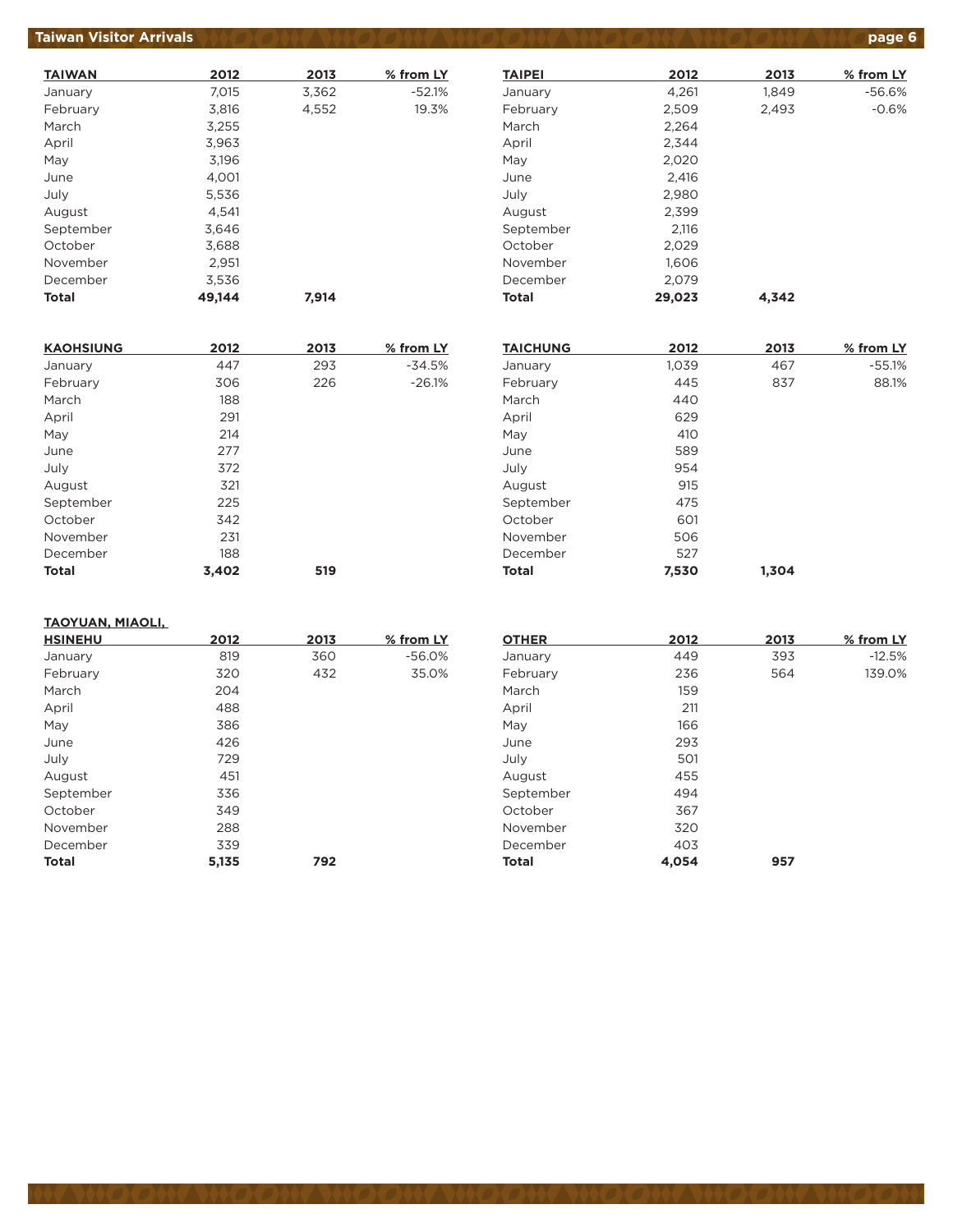# Taiwan Visitor Arrivals

| TAIWAN | 2012 | 2013 | % from LY |
|---|---|---|---|
| January | 7,015 | 3,362 | -52.1% |
| February | 3,816 | 4,552 | 19.3% |
| March | 3,255 | | |
| April | 3,963 | | |
| May | 3,196 | | |
| June | 4,001 | | |
| July | 5,536 | | |
| August | 4,541 | | |
| September | 3,646 | | |
| October | 3,688 | | |
| November | 2,951 | | |
| December | 3,536 | | |
| **Total** | **49,144** | **7,914** | |

| TAIPEI | 2012 | 2013 | % from LY |
|---|---|---|---|
| January | 4,261 | 1,849 | -56.6% |
| February | 2,509 | 2,493 | -0.6% |
| March | 2,264 | | |
| April | 2,344 | | |
| May | 2,020 | | |
| June | 2,416 | | |
| July | 2,980 | | |
| August | 2,399 | | |
| September | 2,116 | | |
| October | 2,029 | | |
| November | 1,606 | | |
| December | 2,079 | | |
| **Total** | **29,023** | **4,342** | |

| KAOHSIUNG | 2012 | 2013 | % from LY |
|---|---|---|---|
| January | 447 | 293 | -34.5% |
| February | 306 | 226 | -26.1% |
| March | 188 | | |
| April | 291 | | |
| May | 214 | | |
| June | 277 | | |
| July | 372 | | |
| August | 321 | | |
| September | 225 | | |
| October | 342 | | |
| November | 231 | | |
| December | 188 | | |
| **Total** | **3,402** | **519** | |

| TAICHUNG | 2012 | 2013 | % from LY |
|---|---|---|---|
| January | 1,039 | 467 | -55.1% |
| February | 445 | 837 | 88.1% |
| March | 440 | | |
| April | 629 | | |
| May | 410 | | |
| June | 589 | | |
| July | 954 | | |
| August | 915 | | |
| September | 475 | | |
| October | 601 | | |
| November | 506 | | |
| December | 527 | | |
| **Total** | **7,530** | **1,304** | |

| TAOYUAN, MIAOLI, HSINEHU | 2012 | 2013 | % from LY |
|---|---|---|---|
| January | 819 | 360 | -56.0% |
| February | 320 | 432 | 35.0% |
| March | 204 | | |
| April | 488 | | |
| May | 386 | | |
| June | 426 | | |
| July | 729 | | |
| August | 451 | | |
| September | 336 | | |
| October | 349 | | |
| November | 288 | | |
| December | 339 | | |
| **Total** | **5,135** | **792** | |

| OTHER | 2012 | 2013 | % from LY |
|---|---|---|---|
| January | 449 | 393 | -12.5% |
| February | 236 | 564 | 139.0% |
| March | 159 | | |
| April | 211 | | |
| May | 166 | | |
| June | 293 | | |
| July | 501 | | |
| August | 455 | | |
| September | 494 | | |
| October | 367 | | |
| November | 320 | | |
| December | 403 | | |
| **Total** | **4,054** | **957** | |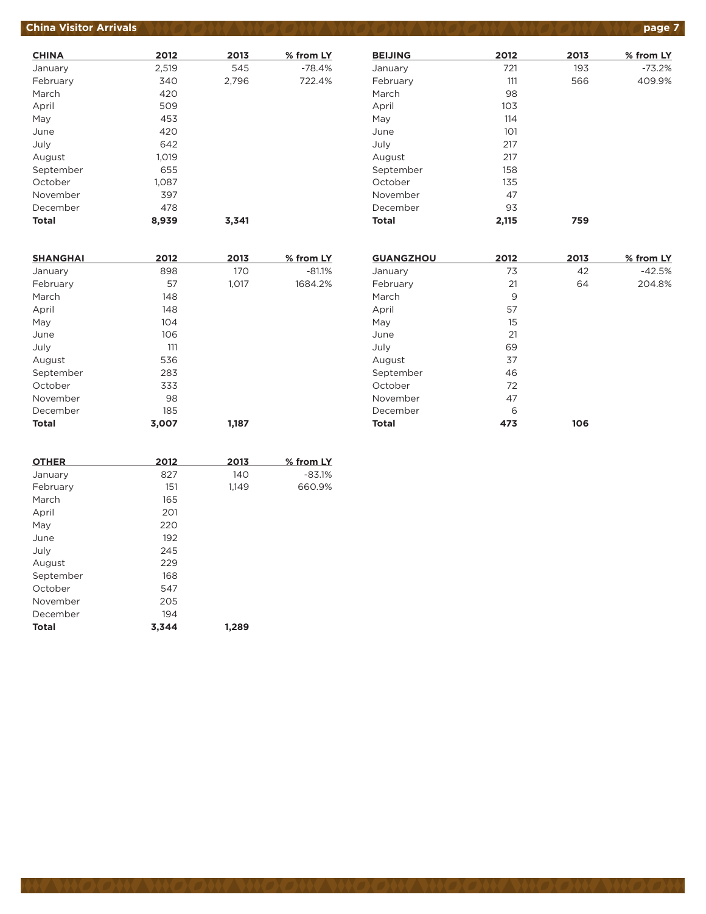# China Visitor Arrivals

| CHINA | 2012 | 2013 | % from LY |
|---|---|---|---|
| January | 2,519 | 545 | -78.4% |
| February | 340 | 2,796 | 722.4% |
| March | 420 | | |
| April | 509 | | |
| May | 453 | | |
| June | 420 | | |
| July | 642 | | |
| August | 1,019 | | |
| September | 655 | | |
| October | 1,087 | | |
| November | 397 | | |
| December | 478 | | |
| **Total** | **8,939** | **3,341** | |

| BEIJING | 2012 | 2013 | % from LY |
|---|---|---|---|
| January | 721 | 193 | -73.2% |
| February | 111 | 566 | 409.9% |
| March | 98 | | |
| April | 103 | | |
| May | 114 | | |
| June | 101 | | |
| July | 217 | | |
| August | 217 | | |
| September | 158 | | |
| October | 135 | | |
| November | 47 | | |
| December | 93 | | |
| **Total** | **2,115** | **759** | |

| SHANGHAI | 2012 | 2013 | % from LY |
|---|---|---|---|
| January | 898 | 170 | -81.1% |
| February | 57 | 1,017 | 1684.2% |
| March | 148 | | |
| April | 148 | | |
| May | 104 | | |
| June | 106 | | |
| July | 111 | | |
| August | 536 | | |
| September | 283 | | |
| October | 333 | | |
| November | 98 | | |
| December | 185 | | |
| **Total** | **3,007** | **1,187** | |

| GUANGZHOU | 2012 | 2013 | % from LY |
|---|---|---|---|
| January | 73 | 42 | -42.5% |
| February | 21 | 64 | 204.8% |
| March | 9 | | |
| April | 57 | | |
| May | 15 | | |
| June | 21 | | |
| July | 69 | | |
| August | 37 | | |
| September | 46 | | |
| October | 72 | | |
| November | 47 | | |
| December | 6 | | |
| **Total** | **473** | **106** | |

| OTHER | 2012 | 2013 | % from LY |
|---|---|---|---|
| January | 827 | 140 | -83.1% |
| February | 151 | 1,149 | 660.9% |
| March | 165 | | |
| April | 201 | | |
| May | 220 | | |
| June | 192 | | |
| July | 245 | | |
| August | 229 | | |
| September | 168 | | |
| October | 547 | | |
| November | 205 | | |
| December | 194 | | |
| **Total** | **3,344** | **1,289** | |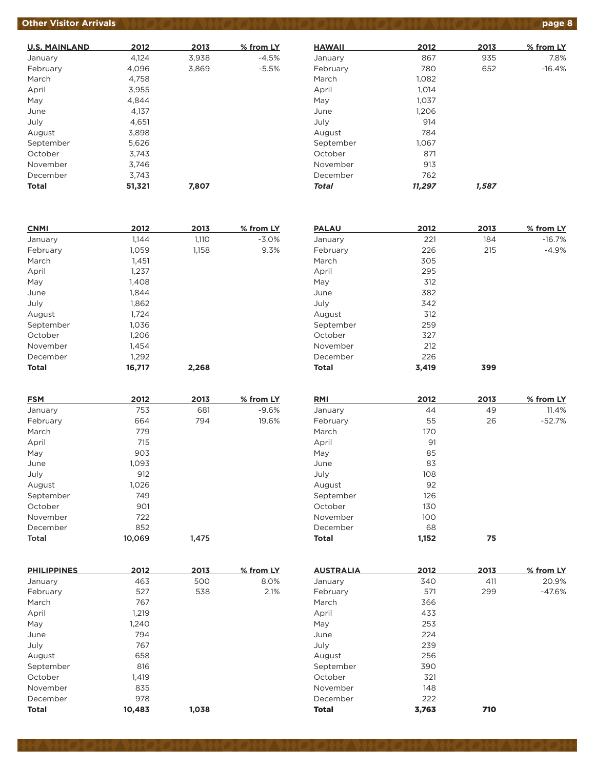## Other Visitor Arrivals

| U.S. MAINLAND | 2012 | 2013 | % from LY |
|---|---|---|---|
| January | 4,124 | 3,938 | -4.5% |
| February | 4,096 | 3,869 | -5.5% |
| March | 4,758 | | |
| April | 3,955 | | |
| May | 4,844 | | |
| June | 4,137 | | |
| July | 4,651 | | |
| August | 3,898 | | |
| September | 5,626 | | |
| October | 3,743 | | |
| November | 3,746 | | |
| December | 3,743 | | |
| **Total** | **51,321** | **7,807** | |

| HAWAII | 2012 | 2013 | % from LY |
|---|---|---|---|
| January | 867 | 935 | 7.8% |
| February | 780 | 652 | -16.4% |
| March | 1,082 | | |
| April | 1,014 | | |
| May | 1,037 | | |
| June | 1,206 | | |
| July | 914 | | |
| August | 784 | | |
| September | 1,067 | | |
| October | 871 | | |
| November | 913 | | |
| December | 762 | | |
| ***Total*** | ***11,297*** | ***1,587*** | |

| CNMI | 2012 | 2013 | % from LY |
|---|---|---|---|
| January | 1,144 | 1,110 | -3.0% |
| February | 1,059 | 1,158 | 9.3% |
| March | 1,451 | | |
| April | 1,237 | | |
| May | 1,408 | | |
| June | 1,844 | | |
| July | 1,862 | | |
| August | 1,724 | | |
| September | 1,036 | | |
| October | 1,206 | | |
| November | 1,454 | | |
| December | 1,292 | | |
| **Total** | **16,717** | **2,268** | |

| PALAU | 2012 | 2013 | % from LY |
|---|---|---|---|
| January | 221 | 184 | -16.7% |
| February | 226 | 215 | -4.9% |
| March | 305 | | |
| April | 295 | | |
| May | 312 | | |
| June | 382 | | |
| July | 342 | | |
| August | 312 | | |
| September | 259 | | |
| October | 327 | | |
| November | 212 | | |
| December | 226 | | |
| **Total** | **3,419** | **399** | |

| FSM | 2012 | 2013 | % from LY |
|---|---|---|---|
| January | 753 | 681 | -9.6% |
| February | 664 | 794 | 19.6% |
| March | 779 | | |
| April | 715 | | |
| May | 903 | | |
| June | 1,093 | | |
| July | 912 | | |
| August | 1,026 | | |
| September | 749 | | |
| October | 901 | | |
| November | 722 | | |
| December | 852 | | |
| **Total** | **10,069** | **1,475** | |

| RMI | 2012 | 2013 | % from LY |
|---|---|---|---|
| January | 44 | 49 | 11.4% |
| February | 55 | 26 | -52.7% |
| March | 170 | | |
| April | 91 | | |
| May | 85 | | |
| June | 83 | | |
| July | 108 | | |
| August | 92 | | |
| September | 126 | | |
| October | 130 | | |
| November | 100 | | |
| December | 68 | | |
| **Total** | **1,152** | **75** | |

| PHILIPPINES | 2012 | 2013 | % from LY |
|---|---|---|---|
| January | 463 | 500 | 8.0% |
| February | 527 | 538 | 2.1% |
| March | 767 | | |
| April | 1,219 | | |
| May | 1,240 | | |
| June | 794 | | |
| July | 767 | | |
| August | 658 | | |
| September | 816 | | |
| October | 1,419 | | |
| November | 835 | | |
| December | 978 | | |
| **Total** | **10,483** | **1,038** | |

| AUSTRALIA | 2012 | 2013 | % from LY |
|---|---|---|---|
| January | 340 | 411 | 20.9% |
| February | 571 | 299 | -47.6% |
| March | 366 | | |
| April | 433 | | |
| May | 253 | | |
| June | 224 | | |
| July | 239 | | |
| August | 256 | | |
| September | 390 | | |
| October | 321 | | |
| November | 148 | | |
| December | 222 | | |
| **Total** | **3,763** | **710** | |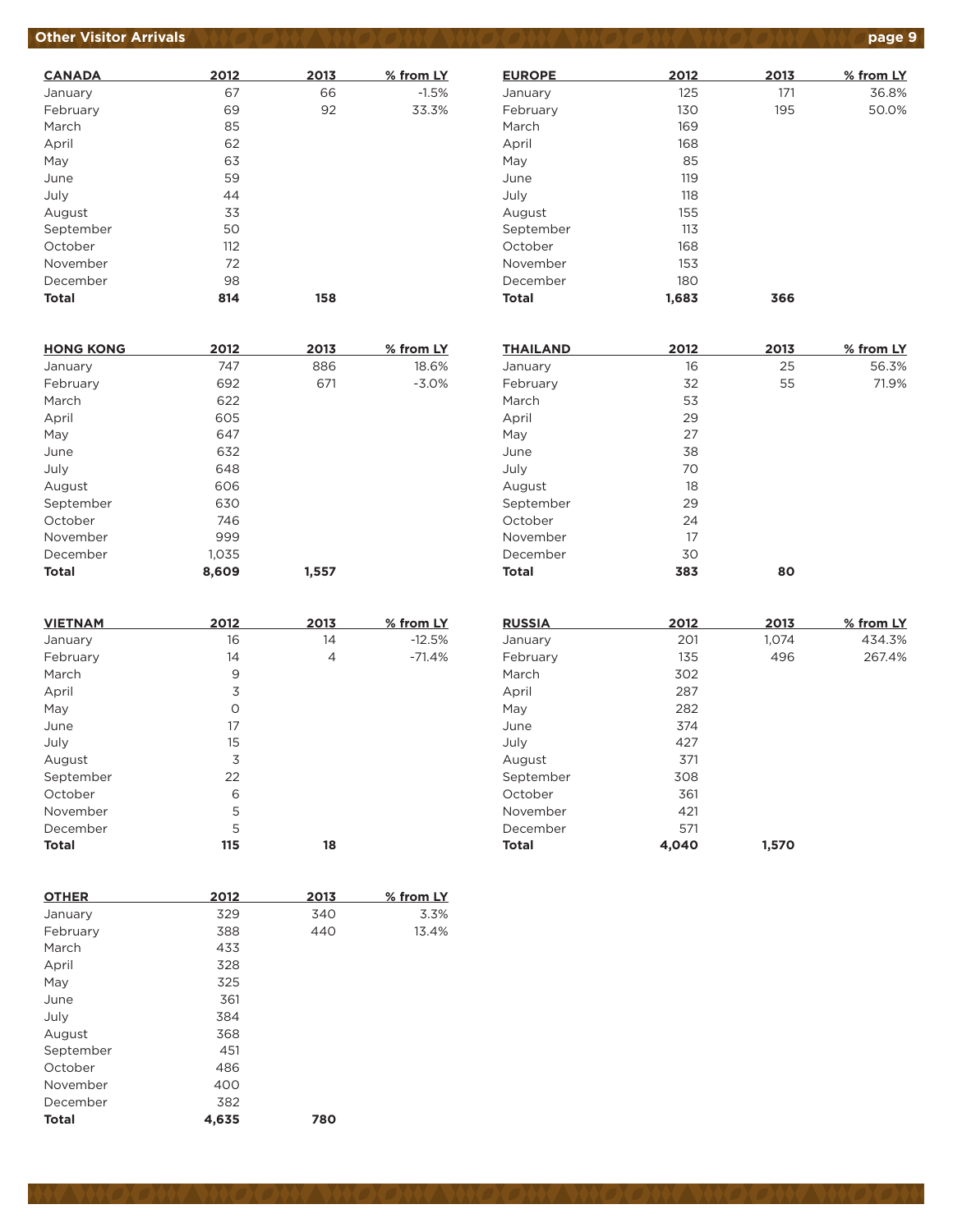## Other Visitor Arrivals

| CANADA | 2012 | 2013 | % from LY |
|---|---|---|---|
| January | 67 | 66 | -1.5% |
| February | 69 | 92 | 33.3% |
| March | 85 | | |
| April | 62 | | |
| May | 63 | | |
| June | 59 | | |
| July | 44 | | |
| August | 33 | | |
| September | 50 | | |
| October | 112 | | |
| November | 72 | | |
| December | 98 | | |
| **Total** | **814** | **158** | |

| EUROPE | 2012 | 2013 | % from LY |
|---|---|---|---|
| January | 125 | 171 | 36.8% |
| February | 130 | 195 | 50.0% |
| March | 169 | | |
| April | 168 | | |
| May | 85 | | |
| June | 119 | | |
| July | 118 | | |
| August | 155 | | |
| September | 113 | | |
| October | 168 | | |
| November | 153 | | |
| December | 180 | | |
| **Total** | **1,683** | **366** | |

| HONG KONG | 2012 | 2013 | % from LY |
|---|---|---|---|
| January | 747 | 886 | 18.6% |
| February | 692 | 671 | -3.0% |
| March | 622 | | |
| April | 605 | | |
| May | 647 | | |
| June | 632 | | |
| July | 648 | | |
| August | 606 | | |
| September | 630 | | |
| October | 746 | | |
| November | 999 | | |
| December | 1,035 | | |
| **Total** | **8,609** | **1,557** | |

| THAILAND | 2012 | 2013 | % from LY |
|---|---|---|---|
| January | 16 | 25 | 56.3% |
| February | 32 | 55 | 71.9% |
| March | 53 | | |
| April | 29 | | |
| May | 27 | | |
| June | 38 | | |
| July | 70 | | |
| August | 18 | | |
| September | 29 | | |
| October | 24 | | |
| November | 17 | | |
| December | 30 | | |
| **Total** | **383** | **80** | |

| VIETNAM | 2012 | 2013 | % from LY |
|---|---|---|---|
| January | 16 | 14 | -12.5% |
| February | 14 | 4 | -71.4% |
| March | 9 | | |
| April | 3 | | |
| May | 0 | | |
| June | 17 | | |
| July | 15 | | |
| August | 3 | | |
| September | 22 | | |
| October | 6 | | |
| November | 5 | | |
| December | 5 | | |
| **Total** | **115** | **18** | |

| RUSSIA | 2012 | 2013 | % from LY |
|---|---|---|---|
| January | 201 | 1,074 | 434.3% |
| February | 135 | 496 | 267.4% |
| March | 302 | | |
| April | 287 | | |
| May | 282 | | |
| June | 374 | | |
| July | 427 | | |
| August | 371 | | |
| September | 308 | | |
| October | 361 | | |
| November | 421 | | |
| December | 571 | | |
| **Total** | **4,040** | **1,570** | |

| OTHER | 2012 | 2013 | % from LY |
|---|---|---|---|
| January | 329 | 340 | 3.3% |
| February | 388 | 440 | 13.4% |
| March | 433 | | |
| April | 328 | | |
| May | 325 | | |
| June | 361 | | |
| July | 384 | | |
| August | 368 | | |
| September | 451 | | |
| October | 486 | | |
| November | 400 | | |
| December | 382 | | |
| **Total** | **4,635** | **780** | |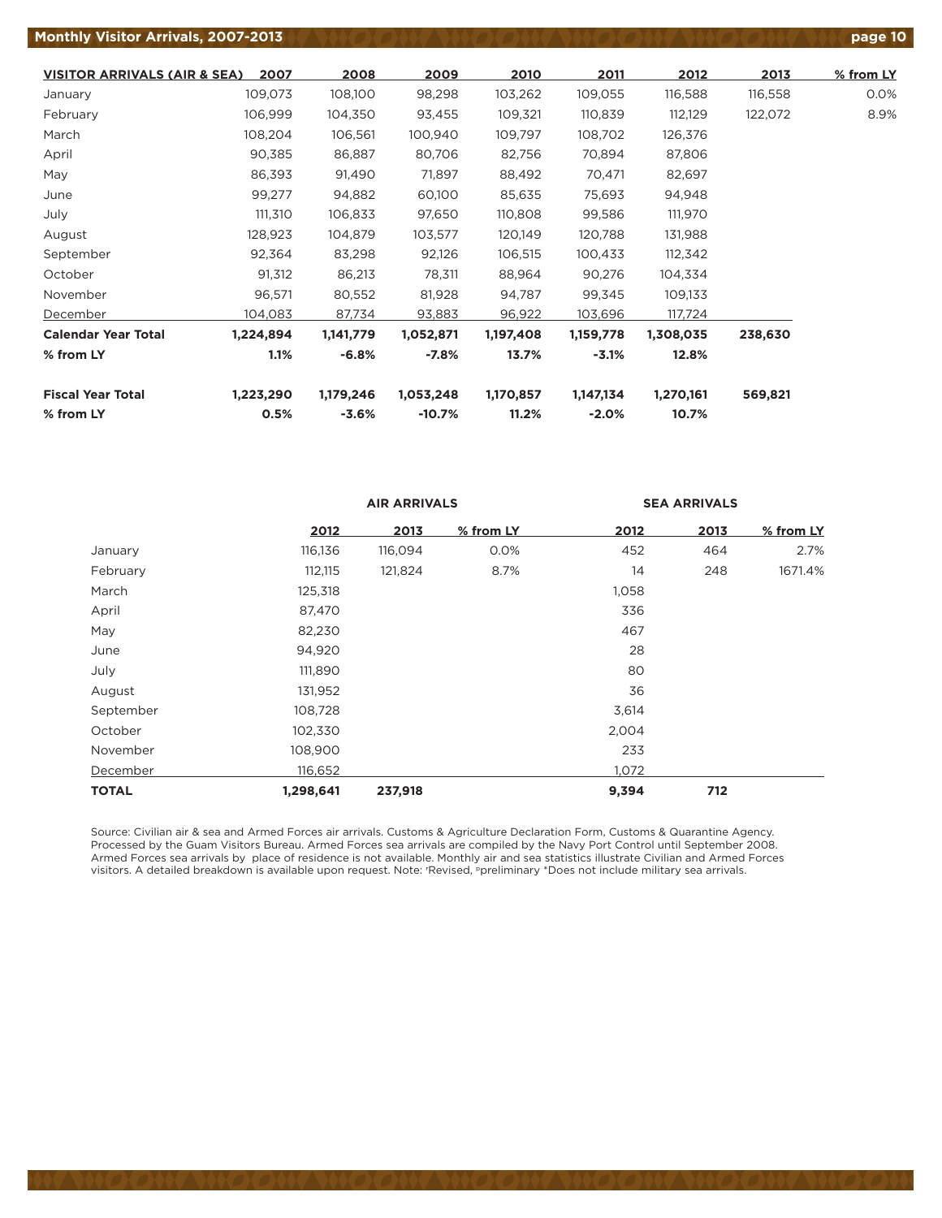## Monthly Visitor Arrivals, 2007-2013

| VISITOR ARRIVALS (AIR & SEA) | 2007 | 2008 | 2009 | 2010 | 2011 | 2012 | 2013 | % from LY |
|---|---|---|---|---|---|---|---|---|
| January | 109,073 | 108,100 | 98,298 | 103,262 | 109,055 | 116,588 | 116,558 | 0.0% |
| February | 106,999 | 104,350 | 93,455 | 109,321 | 110,839 | 112,129 | 122,072 | 8.9% |
| March | 108,204 | 106,561 | 100,940 | 109,797 | 108,702 | 126,376 | | |
| April | 90,385 | 86,887 | 80,706 | 82,756 | 70,894 | 87,806 | | |
| May | 86,393 | 91,490 | 71,897 | 88,492 | 70,471 | 82,697 | | |
| June | 99,277 | 94,882 | 60,100 | 85,635 | 75,693 | 94,948 | | |
| July | 111,310 | 106,833 | 97,650 | 110,808 | 99,586 | 111,970 | | |
| August | 128,923 | 104,879 | 103,577 | 120,149 | 120,788 | 131,988 | | |
| September | 92,364 | 83,298 | 92,126 | 106,515 | 100,433 | 112,342 | | |
| October | 91,312 | 86,213 | 78,311 | 88,964 | 90,276 | 104,334 | | |
| November | 96,571 | 80,552 | 81,928 | 94,787 | 99,345 | 109,133 | | |
| December | 104,083 | 87,734 | 93,883 | 96,922 | 103,696 | 117,724 | | |
| **Calendar Year Total** | **1,224,894** | **1,141,779** | **1,052,871** | **1,197,408** | **1,159,778** | **1,308,035** | **238,630** | |
| **% from LY** | **1.1%** | **-6.8%** | **-7.8%** | **13.7%** | **-3.1%** | **12.8%** | | |
| **Fiscal Year Total** | **1,223,290** | **1,179,246** | **1,053,248** | **1,170,857** | **1,147,134** | **1,270,161** | **569,821** | |
| **% from LY** | **0.5%** | **-3.6%** | **-10.7%** | **11.2%** | **-2.0%** | **10.7%** | | |

| | AIR ARRIVALS | | | SEA ARRIVALS | | |
|---|---|---|---|---|---|---|
| | 2012 | 2013 | % from LY | 2012 | 2013 | % from LY |
| January | 116,136 | 116,094 | 0.0% | 452 | 464 | 2.7% |
| February | 112,115 | 121,824 | 8.7% | 14 | 248 | 1671.4% |
| March | 125,318 | | | 1,058 | | |
| April | 87,470 | | | 336 | | |
| May | 82,230 | | | 467 | | |
| June | 94,920 | | | 28 | | |
| July | 111,890 | | | 80 | | |
| August | 131,952 | | | 36 | | |
| September | 108,728 | | | 3,614 | | |
| October | 102,330 | | | 2,004 | | |
| November | 108,900 | | | 233 | | |
| December | 116,652 | | | 1,072 | | |
| **TOTAL** | **1,298,641** | **237,918** | | **9,394** | **712** | |

Source: Civilian air & sea and Armed Forces air arrivals. Customs & Agriculture Declaration Form, Customs & Quarantine Agency. Processed by the Guam Visitors Bureau. Armed Forces sea arrivals are compiled by the Navy Port Control until September 2008. Armed Forces sea arrivals by place of residence is not available. Monthly air and sea statistics illustrate Civilian and Armed Forces visitors. A detailed breakdown is available upon request. Note: [r]Revised, [p]preliminary *Does not include military sea arrivals.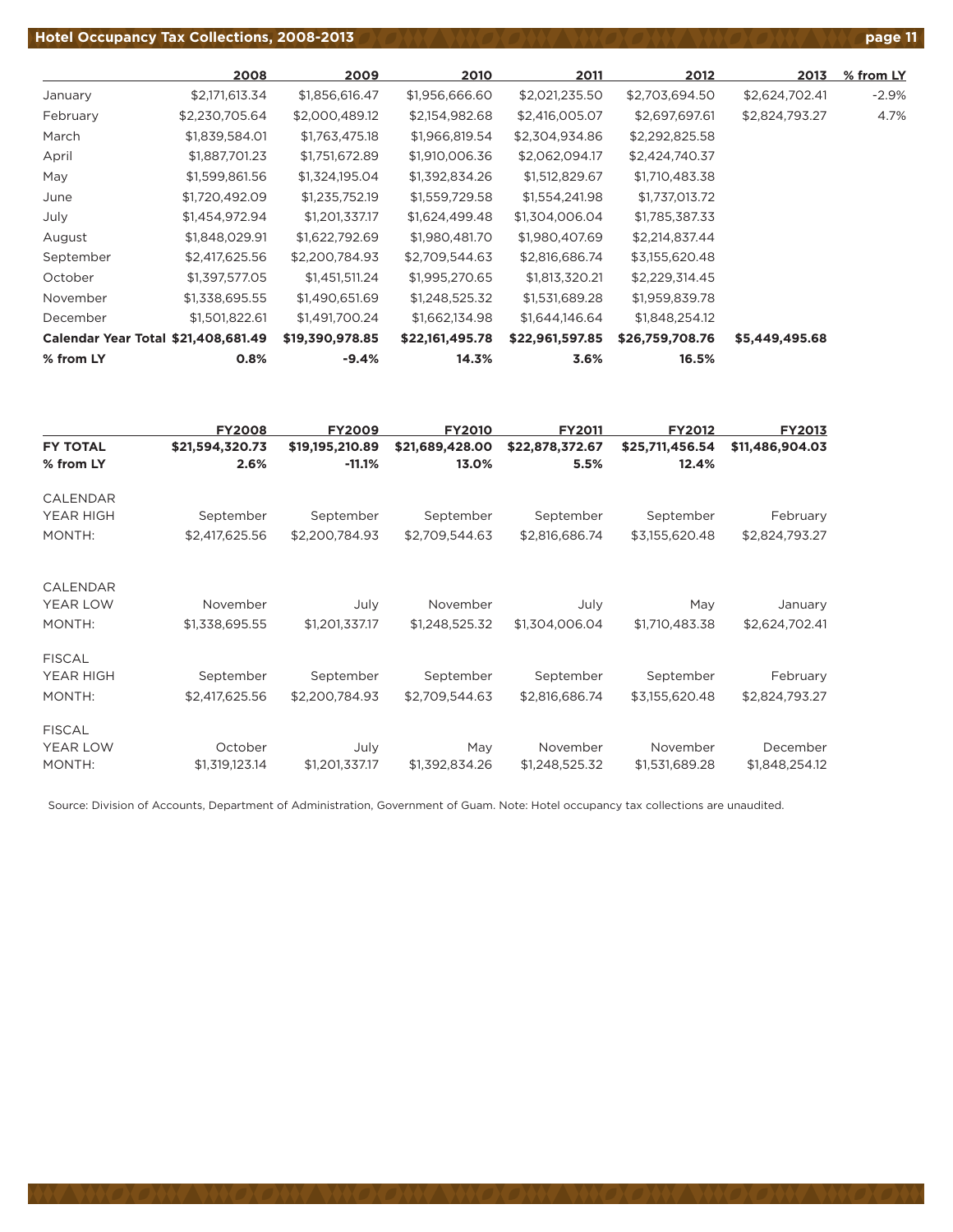## Hotel Occupancy Tax Collections, 2008-2013

| | 2008 | 2009 | 2010 | 2011 | 2012 | 2013 | % from LY |
|---|---|---|---|---|---|---|---|
| January | $2,171,613.34 | $1,856,616.47 | $1,956,666.60 | $2,021,235.50 | $2,703,694.50 | $2,624,702.41 | -2.9% |
| February | $2,230,705.64 | $2,000,489.12 | $2,154,982.68 | $2,416,005.07 | $2,697,697.61 | $2,824,793.27 | 4.7% |
| March | $1,839,584.01 | $1,763,475.18 | $1,966,819.54 | $2,304,934.86 | $2,292,825.58 | | |
| April | $1,887,701.23 | $1,751,672.89 | $1,910,006.36 | $2,062,094.17 | $2,424,740.37 | | |
| May | $1,599,861.56 | $1,324,195.04 | $1,392,834.26 | $1,512,829.67 | $1,710,483.38 | | |
| June | $1,720,492.09 | $1,235,752.19 | $1,559,729.58 | $1,554,241.98 | $1,737,013.72 | | |
| July | $1,454,972.94 | $1,201,337.17 | $1,624,499.48 | $1,304,006.04 | $1,785,387.33 | | |
| August | $1,848,029.91 | $1,622,792.69 | $1,980,481.70 | $1,980,407.69 | $2,214,837.44 | | |
| September | $2,417,625.56 | $2,200,784.93 | $2,709,544.63 | $2,816,686.74 | $3,155,620.48 | | |
| October | $1,397,577.05 | $1,451,511.24 | $1,995,270.65 | $1,813,320.21 | $2,229,314.45 | | |
| November | $1,338,695.55 | $1,490,651.69 | $1,248,525.32 | $1,531,689.28 | $1,959,839.78 | | |
| December | $1,501,822.61 | $1,491,700.24 | $1,662,134.98 | $1,644,146.64 | $1,848,254.12 | | |
| **Calendar Year Total** | **$21,408,681.49** | **$19,390,978.85** | **$22,161,495.78** | **$22,961,597.85** | **$26,759,708.76** | **$5,449,495.68** | |
| **% from LY** | **0.8%** | **-9.4%** | **14.3%** | **3.6%** | **16.5%** | | |

| | FY2008 | FY2009 | FY2010 | FY2011 | FY2012 | FY2013 |
|---|---|---|---|---|---|---|
| **FY TOTAL** | **$21,594,320.73** | **$19,195,210.89** | **$21,689,428.00** | **$22,878,372.67** | **$25,711,456.54** | **$11,486,904.03** |
| **% from LY** | **2.6%** | **-11.1%** | **13.0%** | **5.5%** | **12.4%** | |
| CALENDAR YEAR HIGH MONTH: | September $2,417,625.56 | September $2,200,784.93 | September $2,709,544.63 | September $2,816,686.74 | September $3,155,620.48 | February $2,824,793.27 |
| CALENDAR YEAR LOW MONTH: | November $1,338,695.55 | July $1,201,337.17 | November $1,248,525.32 | July $1,304,006.04 | May $1,710,483.38 | January $2,624,702.41 |
| FISCAL YEAR HIGH MONTH: | September $2,417,625.56 | September $2,200,784.93 | September $2,709,544.63 | September $2,816,686.74 | September $3,155,620.48 | February $2,824,793.27 |
| FISCAL YEAR LOW MONTH: | October $1,319,123.14 | July $1,201,337.17 | May $1,392,834.26 | November $1,248,525.32 | November $1,531,689.28 | December $1,848,254.12 |

Source: Division of Accounts, Department of Administration, Government of Guam. Note: Hotel occupancy tax collections are unaudited.